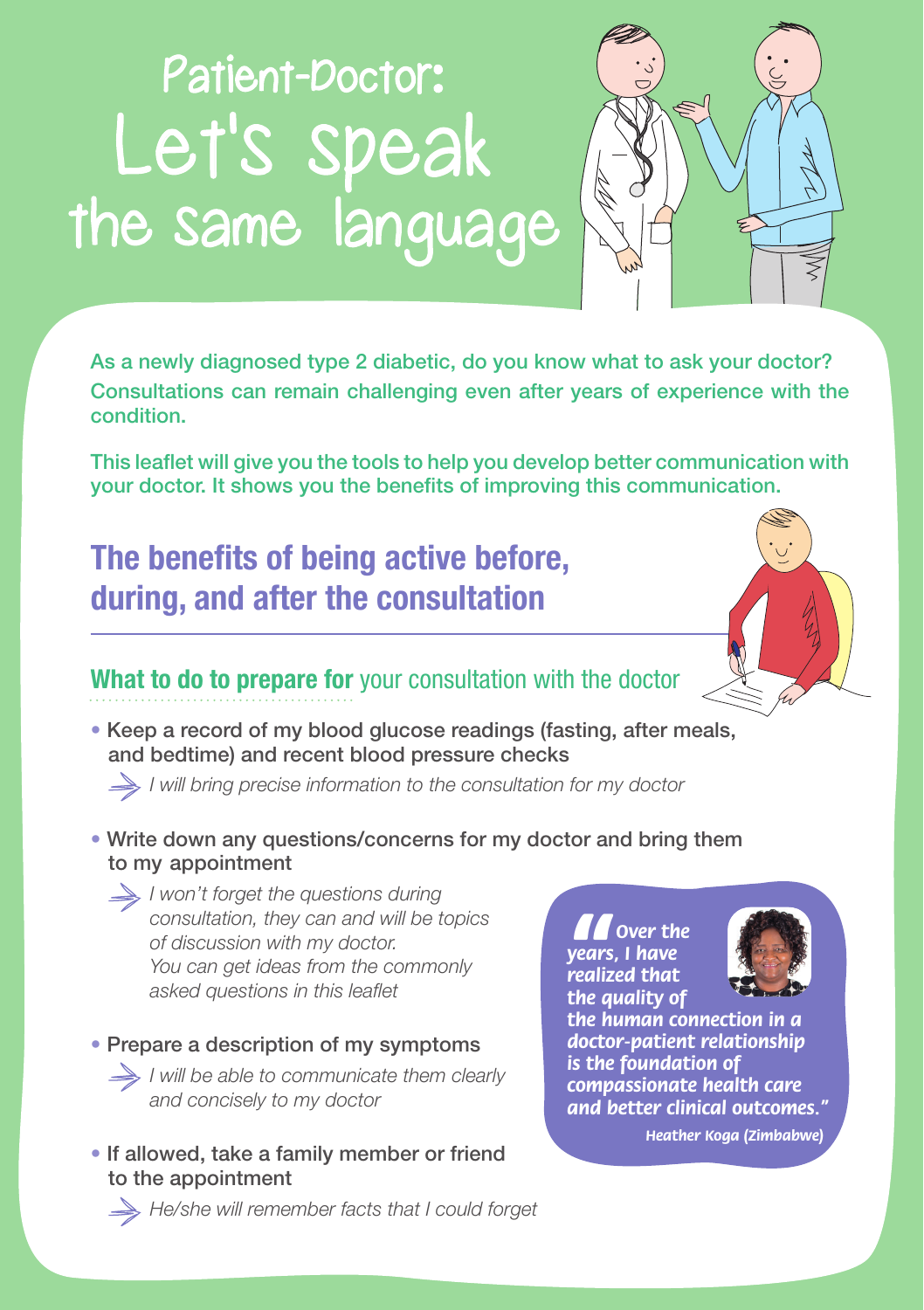# Patient-Doctor: Let's speak the same language

As a newly diagnosed type 2 diabetic, do you know what to ask your doctor? Consultations can remain challenging even after years of experience with the condition.

This leaflet will give you the tools to help you develop better communication with your doctor. It shows you the benefits of improving this communication.

## The benefits of being active before, during, and after the consultation

### **What to do to prepare for** your consultation with the doctor

- Keep a record of my blood glucose readings (fasting, after meals, and bedtime) and recent blood pressure checks
  - *I will bring precise information to the consultation for my doctor*
- Write down any questions/concerns for my doctor and bring them to my appointment
  - *I won't forget the questions during consultation, they can and will be topics of discussion with my doctor. You can get ideas from the commonly asked questions in this leaflet*
- Prepare a description of my symptoms
  - *I will be able to communicate them clearly and concisely to my doctor*
- If allowed, take a family member or friend to the appointment
  - *He/she will remember facts that I could forget*

> ***"Over the years, I have realized that the quality of the human connection in a doctor-patient relationship is the foundation of compassionate health care and better clinical outcomes."***
>
> **Heather Koga (Zimbabwe)**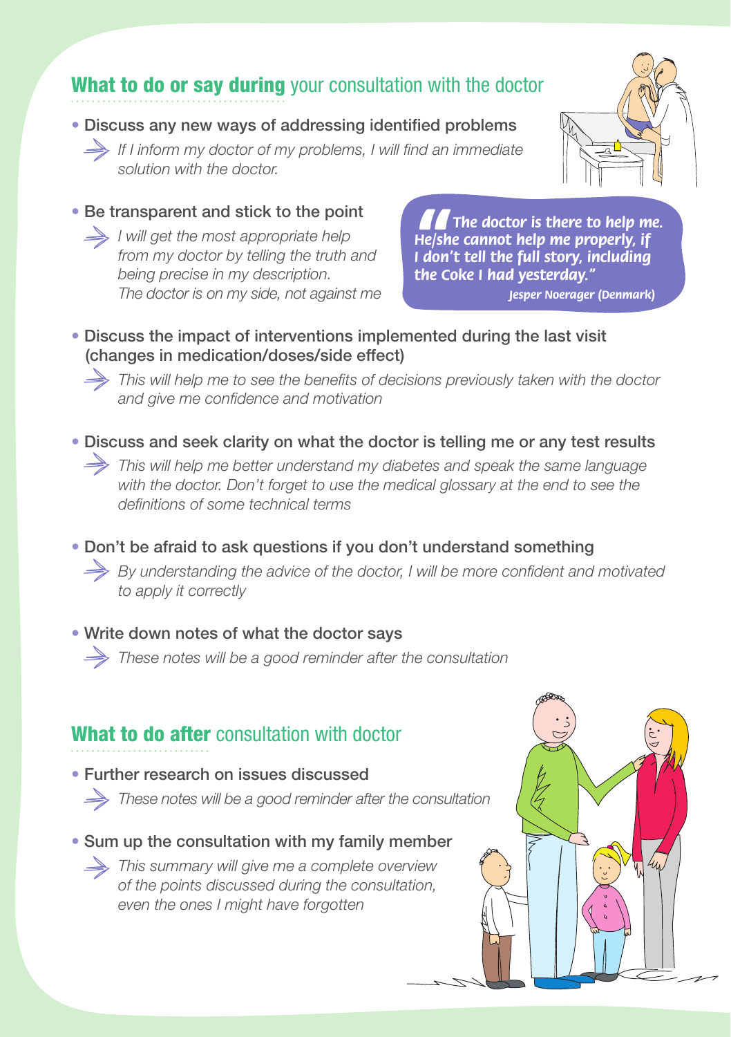## **What to do or say during** your consultation with the doctor

- Discuss any new ways of addressing identified problems
  - *If I inform my doctor of my problems, I will find an immediate solution with the doctor.*

- Be transparent and stick to the point
  - *I will get the most appropriate help from my doctor by telling the truth and being precise in my description. The doctor is on my side, not against me*

> **"The doctor is there to help me. He/she cannot help me properly, if I don't tell the full story, including the Coke I had yesterday."**
> **Jesper Noerager (Denmark)**

- Discuss the impact of interventions implemented during the last visit (changes in medication/doses/side effect)
  - *This will help me to see the benefits of decisions previously taken with the doctor and give me confidence and motivation*

- Discuss and seek clarity on what the doctor is telling me or any test results
  - *This will help me better understand my diabetes and speak the same language with the doctor. Don't forget to use the medical glossary at the end to see the definitions of some technical terms*

- Don't be afraid to ask questions if you don't understand something
  - *By understanding the advice of the doctor, I will be more confident and motivated to apply it correctly*

- Write down notes of what the doctor says
  - *These notes will be a good reminder after the consultation*

## **What to do after** consultation with doctor

- Further research on issues discussed
  - *These notes will be a good reminder after the consultation*

- Sum up the consultation with my family member
  - *This summary will give me a complete overview of the points discussed during the consultation, even the ones I might have forgotten*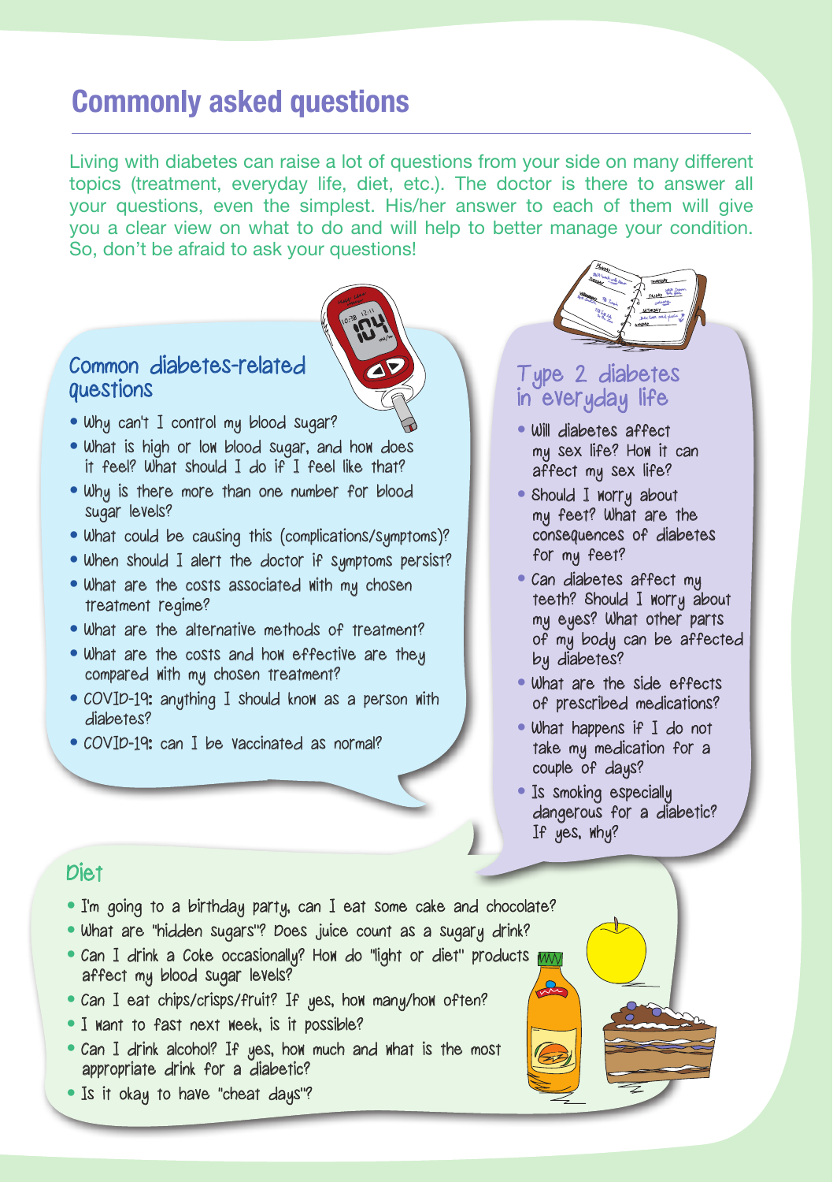# Commonly asked questions

Living with diabetes can raise a lot of questions from your side on many different topics (treatment, everyday life, diet, etc.). The doctor is there to answer all your questions, even the simplest. His/her answer to each of them will give you a clear view on what to do and will help to better manage your condition. So, don't be afraid to ask your questions!

## Common diabetes-related questions

- Why can't I control my blood sugar?
- What is high or low blood sugar, and how does it feel? What should I do if I feel like that?
- Why is there more than one number for blood sugar levels?
- What could be causing this (complications/symptoms)?
- When should I alert the doctor if symptoms persist?
- What are the costs associated with my chosen treatment regime?
- What are the alternative methods of treatment?
- What are the costs and how effective are they compared with my chosen treatment?
- COVID-19: anything I should know as a person with diabetes?
- COVID-19: can I be vaccinated as normal?

## Type 2 diabetes in everyday life

- Will diabetes affect my sex life? How it can affect my sex life?
- Should I worry about my feet? What are the consequences of diabetes for my feet?
- Can diabetes affect my teeth? Should I worry about my eyes? What other parts of my body can be affected by diabetes?
- What are the side effects of prescribed medications?
- What happens if I do not take my medication for a couple of days?
- Is smoking especially dangerous for a diabetic? If yes, why?

## Diet

- I'm going to a birthday party, can I eat some cake and chocolate?
- What are "hidden sugars"? Does juice count as a sugary drink?
- Can I drink a Coke occasionally? How do "light or diet" products affect my blood sugar levels?
- Can I eat chips/crisps/fruit? If yes, how many/how often?
- I want to fast next week, is it possible?
- Can I drink alcohol? If yes, how much and what is the most appropriate drink for a diabetic?
- Is it okay to have "cheat days"?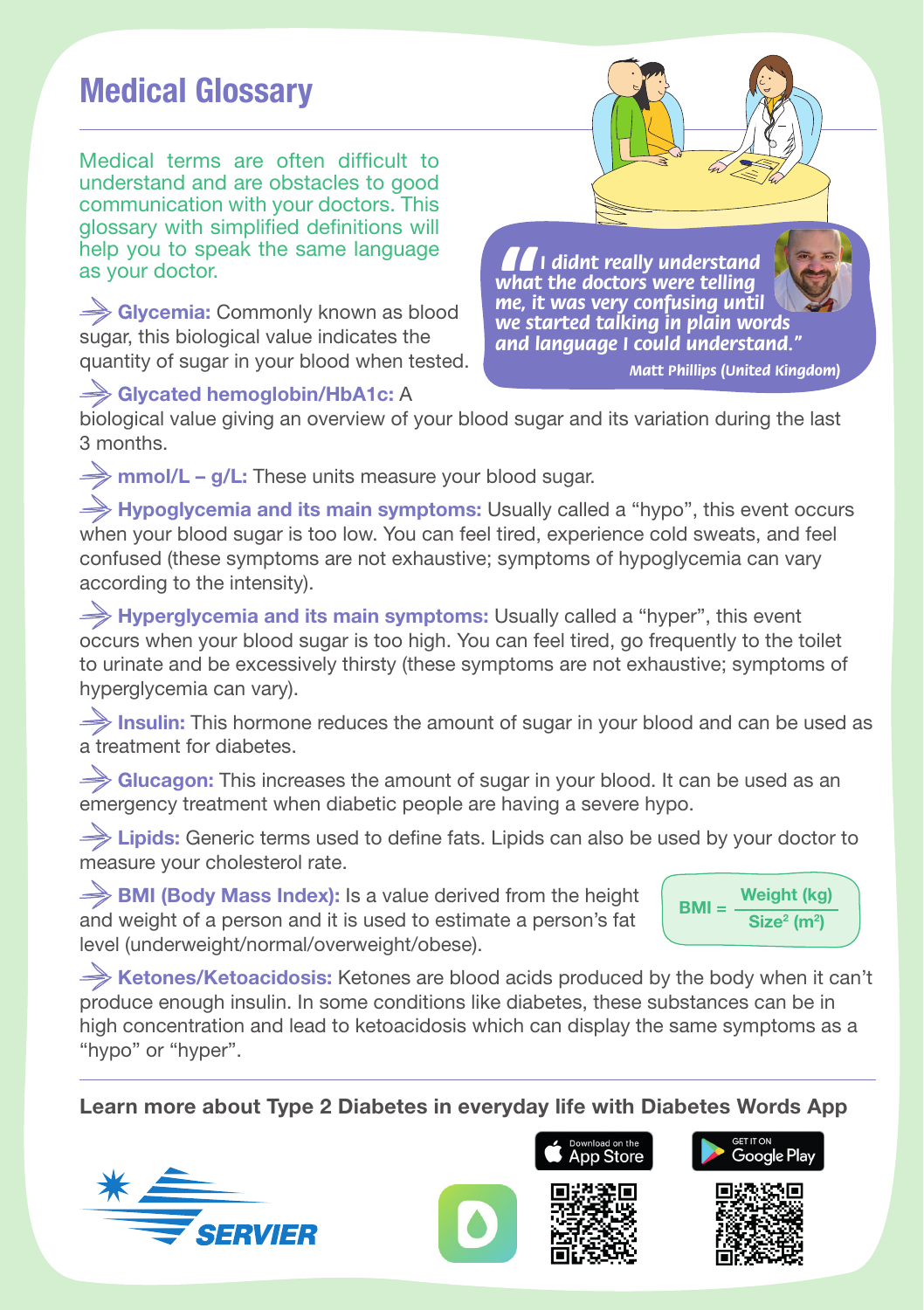# Medical Glossary

Medical terms are often difficult to understand and are obstacles to good communication with your doctors. This glossary with simplified definitions will help you to speak the same language as your doctor.

> *"I didnt really understand what the doctors were telling me, it was very confusing until we started talking in plain words and language I could understand."*
>
> Matt Phillips (United Kingdom)

**Glycemia:** Commonly known as blood sugar, this biological value indicates the quantity of sugar in your blood when tested.

**Glycated hemoglobin/HbA1c:** A biological value giving an overview of your blood sugar and its variation during the last 3 months.

**mmol/L – g/L:** These units measure your blood sugar.

**Hypoglycemia and its main symptoms:** Usually called a "hypo", this event occurs when your blood sugar is too low. You can feel tired, experience cold sweats, and feel confused (these symptoms are not exhaustive; symptoms of hypoglycemia can vary according to the intensity).

**Hyperglycemia and its main symptoms:** Usually called a "hyper", this event occurs when your blood sugar is too high. You can feel tired, go frequently to the toilet to urinate and be excessively thirsty (these symptoms are not exhaustive; symptoms of hyperglycemia can vary).

**Insulin:** This hormone reduces the amount of sugar in your blood and can be used as a treatment for diabetes.

**Glucagon:** This increases the amount of sugar in your blood. It can be used as an emergency treatment when diabetic people are having a severe hypo.

**Lipids:** Generic terms used to define fats. Lipids can also be used by your doctor to measure your cholesterol rate.

**BMI (Body Mass Index):** Is a value derived from the height and weight of a person and it is used to estimate a person's fat level (underweight/normal/overweight/obese).

$$BMI = \frac{\text{Weight (kg)}}{\text{Size}^2\ (m^2)}$$

**Ketones/Ketoacidosis:** Ketones are blood acids produced by the body when it can't produce enough insulin. In some conditions like diabetes, these substances can be in high concentration and lead to ketoacidosis which can display the same symptoms as a "hypo" or "hyper".

---

**Learn more about Type 2 Diabetes in everyday life with Diabetes Words App**

SERVIER

Download on the App Store

GET IT ON Google Play